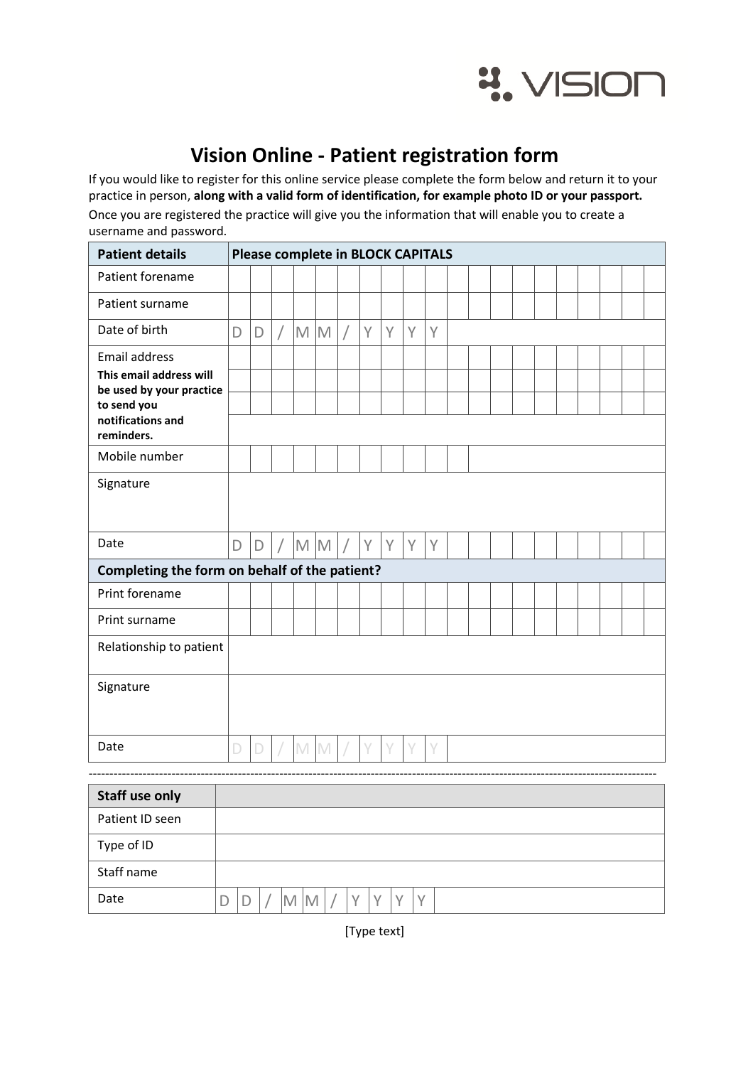VISION

# Vision Online - Patient registration form

If you would like to register for this online service please complete the form below and return it to your practice in person, **along with a valid form of identification, for example photo ID or your passport.**

Once you are registered the practice will give you the information that will enable you to create a username and password.

| **Patient details** | **Please complete in BLOCK CAPITALS** |
|---|---|
| Patient forename | |
| Patient surname | |
| Date of birth | D D / M M / Y Y Y Y |
| Email address<br>**This email address will be used by your practice to send you notifications and reminders.** | |
| Mobile number | |
| Signature | |
| Date | D D / M M / Y Y Y Y |
| **Completing the form on behalf of the patient?** | |
| Print forename | |
| Print surname | |
| Relationship to patient | |
| Signature | |
| Date | D D / M M / Y Y Y Y |

---

| **Staff use only** | |
|---|---|
| Patient ID seen | |
| Type of ID | |
| Staff name | |
| Date | D D / M M / Y Y Y Y |

[Type text]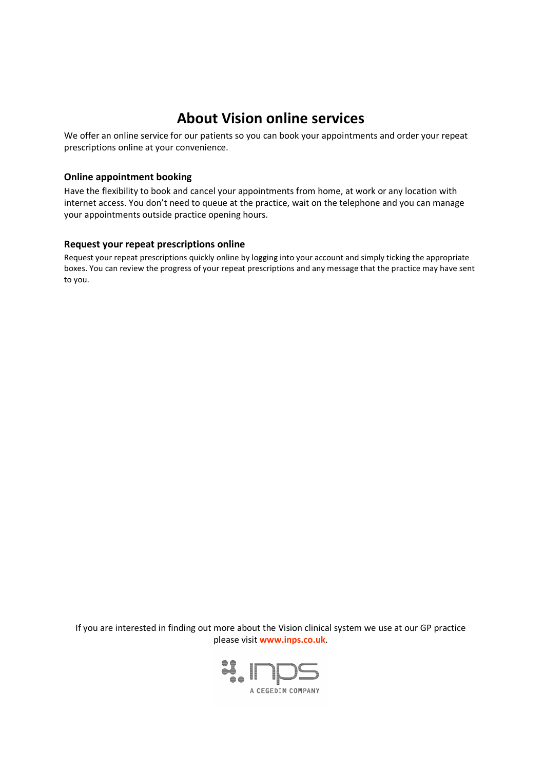# About Vision online services

We offer an online service for our patients so you can book your appointments and order your repeat prescriptions online at your convenience.

### Online appointment booking

Have the flexibility to book and cancel your appointments from home, at work or any location with internet access. You don't need to queue at the practice, wait on the telephone and you can manage your appointments outside practice opening hours.

### Request your repeat prescriptions online

Request your repeat prescriptions quickly online by logging into your account and simply ticking the appropriate boxes. You can review the progress of your repeat prescriptions and any message that the practice may have sent to you.

If you are interested in finding out more about the Vision clinical system we use at our GP practice please visit **www.inps.co.uk**.

inps

A CEGEDIM COMPANY